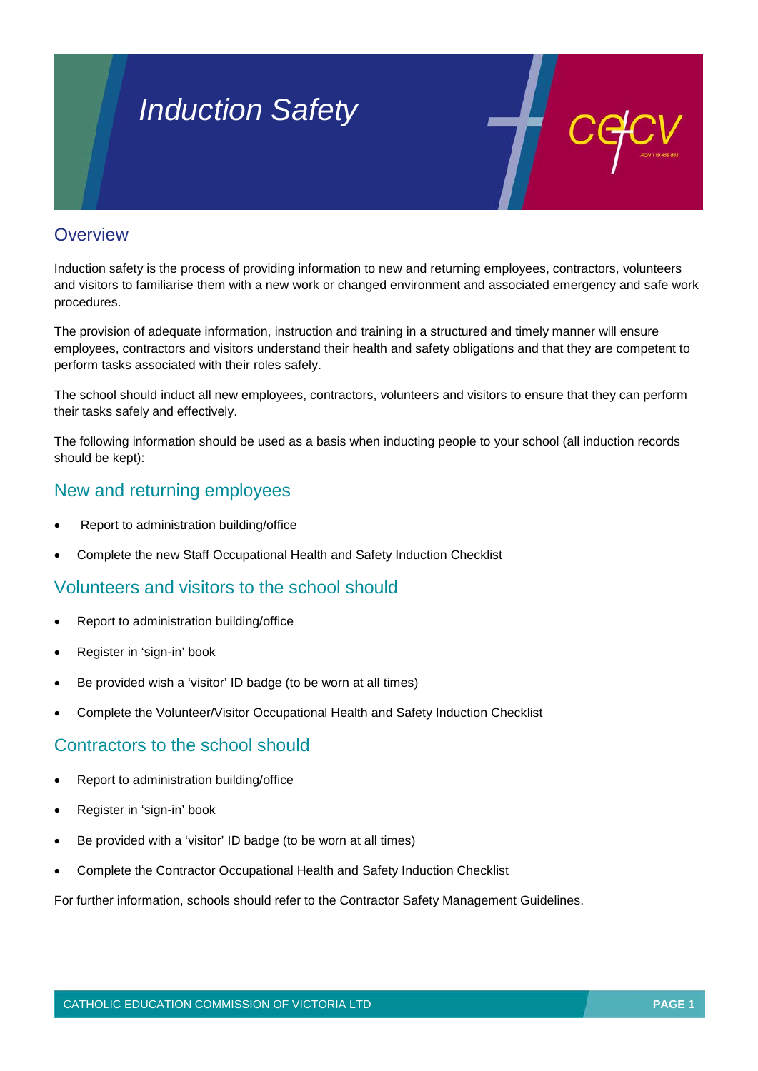# Induction Safety

## Overview

Induction safety is the process of providing information to new and returning employees, contractors, volunteers and visitors to familiarise them with a new work or changed environment and associated emergency and safe work procedures.

The provision of adequate information, instruction and training in a structured and timely manner will ensure employees, contractors and visitors understand their health and safety obligations and that they are competent to perform tasks associated with their roles safely.

The school should induct all new employees, contractors, volunteers and visitors to ensure that they can perform their tasks safely and effectively.

The following information should be used as a basis when inducting people to your school (all induction records should be kept):

## New and returning employees

- Report to administration building/office
- Complete the new Staff Occupational Health and Safety Induction Checklist

## Volunteers and visitors to the school should

- Report to administration building/office
- Register in 'sign-in' book
- Be provided wish a 'visitor' ID badge (to be worn at all times)
- Complete the Volunteer/Visitor Occupational Health and Safety Induction Checklist

## Contractors to the school should

- Report to administration building/office
- Register in 'sign-in' book
- Be provided with a 'visitor' ID badge (to be worn at all times)
- Complete the Contractor Occupational Health and Safety Induction Checklist

For further information, schools should refer to the Contractor Safety Management Guidelines.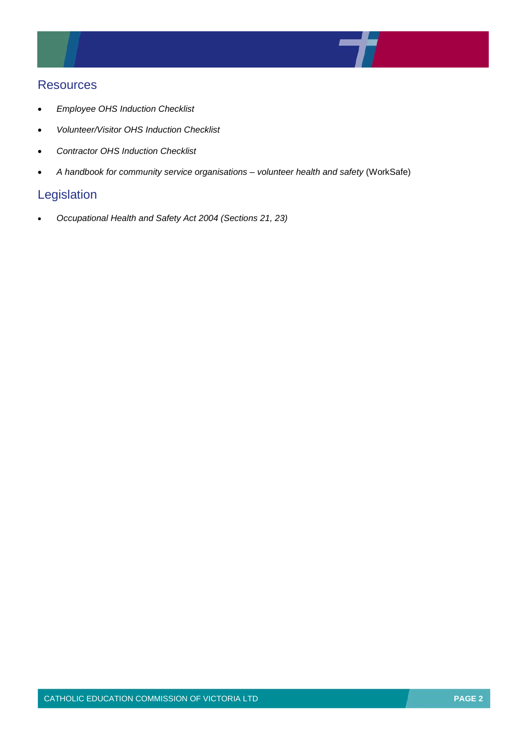## Resources

- *Employee OHS Induction Checklist*
- *Volunteer/Visitor OHS Induction Checklist*
- *Contractor OHS Induction Checklist*
- *A handbook for community service organisations – volunteer health and safety* (WorkSafe)

## Legislation

- *Occupational Health and Safety Act 2004 (Sections 21, 23)*